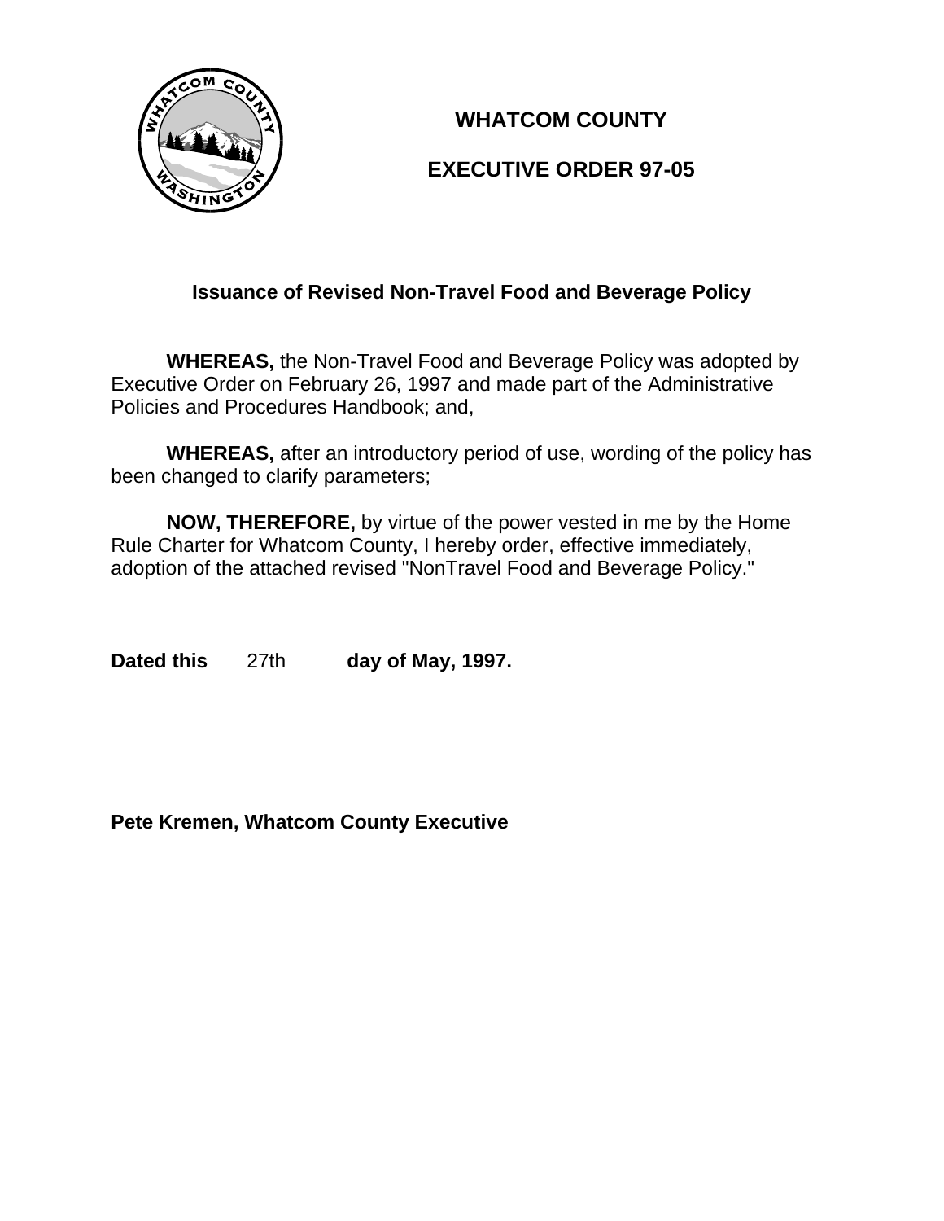# WHATCOM COUNTY

# EXECUTIVE ORDER 97-05

## Issuance of Revised Non-Travel Food and Beverage Policy

**WHEREAS,** the Non-Travel Food and Beverage Policy was adopted by Executive Order on February 26, 1997 and made part of the Administrative Policies and Procedures Handbook; and,

**WHEREAS,** after an introductory period of use, wording of the policy has been changed to clarify parameters;

**NOW, THEREFORE,** by virtue of the power vested in me by the Home Rule Charter for Whatcom County, I hereby order, effective immediately, adoption of the attached revised "NonTravel Food and Beverage Policy."

**Dated this** 27th **day of May, 1997.**

**Pete Kremen, Whatcom County Executive**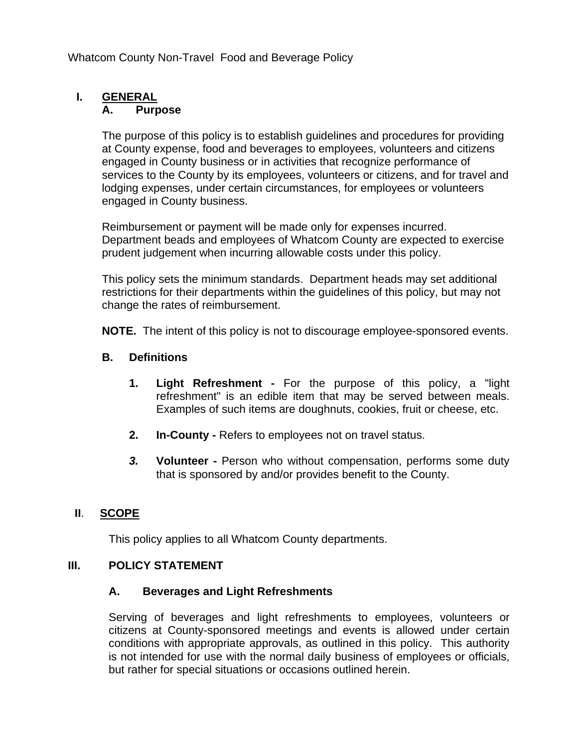Whatcom County Non-Travel Food and Beverage Policy

# I. GENERAL

## A. Purpose

The purpose of this policy is to establish guidelines and procedures for providing at County expense, food and beverages to employees, volunteers and citizens engaged in County business or in activities that recognize performance of services to the County by its employees, volunteers or citizens, and for travel and lodging expenses, under certain circumstances, for employees or volunteers engaged in County business.

Reimbursement or payment will be made only for expenses incurred. Department beads and employees of Whatcom County are expected to exercise prudent judgement when incurring allowable costs under this policy.

This policy sets the minimum standards. Department heads may set additional restrictions for their departments within the guidelines of this policy, but may not change the rates of reimbursement.

**NOTE.** The intent of this policy is not to discourage employee-sponsored events.

## B. Definitions

1. **Light Refreshment -** For the purpose of this policy, a "light refreshment" is an edible item that may be served between meals. Examples of such items are doughnuts, cookies, fruit or cheese, etc.

2. **In-County -** Refers to employees not on travel status.

3. **Volunteer -** Person who without compensation, performs some duty that is sponsored by and/or provides benefit to the County.

# II. SCOPE

This policy applies to all Whatcom County departments.

# III. POLICY STATEMENT

## A. Beverages and Light Refreshments

Serving of beverages and light refreshments to employees, volunteers or citizens at County-sponsored meetings and events is allowed under certain conditions with appropriate approvals, as outlined in this policy. This authority is not intended for use with the normal daily business of employees or officials, but rather for special situations or occasions outlined herein.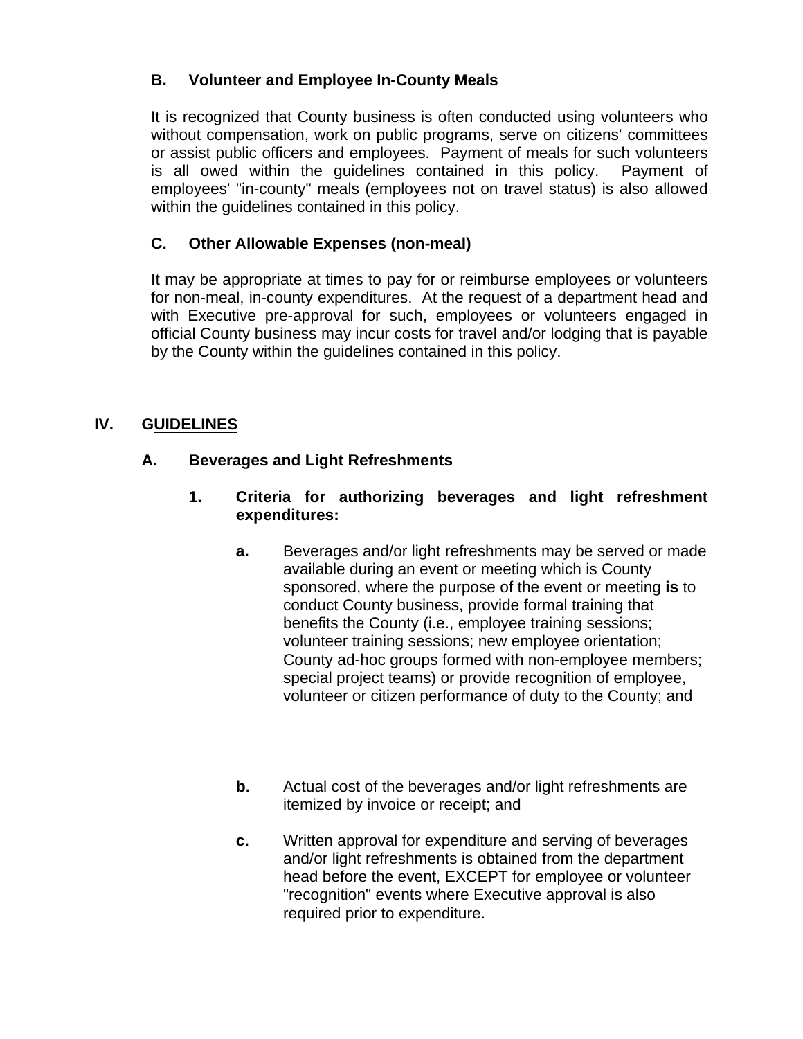### B. Volunteer and Employee In-County Meals

It is recognized that County business is often conducted using volunteers who without compensation, work on public programs, serve on citizens' committees or assist public officers and employees. Payment of meals for such volunteers is all owed within the guidelines contained in this policy. Payment of employees' "in-county" meals (employees not on travel status) is also allowed within the guidelines contained in this policy.

### C. Other Allowable Expenses (non-meal)

It may be appropriate at times to pay for or reimburse employees or volunteers for non-meal, in-county expenditures. At the request of a department head and with Executive pre-approval for such, employees or volunteers engaged in official County business may incur costs for travel and/or lodging that is payable by the County within the guidelines contained in this policy.

## IV. GUIDELINES

### A. Beverages and Light Refreshments

#### 1. Criteria for authorizing beverages and light refreshment expenditures:

**a.** Beverages and/or light refreshments may be served or made available during an event or meeting which is County sponsored, where the purpose of the event or meeting **is** to conduct County business, provide formal training that benefits the County (i.e., employee training sessions; volunteer training sessions; new employee orientation; County ad-hoc groups formed with non-employee members; special project teams) or provide recognition of employee, volunteer or citizen performance of duty to the County; and

**b.** Actual cost of the beverages and/or light refreshments are itemized by invoice or receipt; and

**c.** Written approval for expenditure and serving of beverages and/or light refreshments is obtained from the department head before the event, EXCEPT for employee or volunteer "recognition" events where Executive approval is also required prior to expenditure.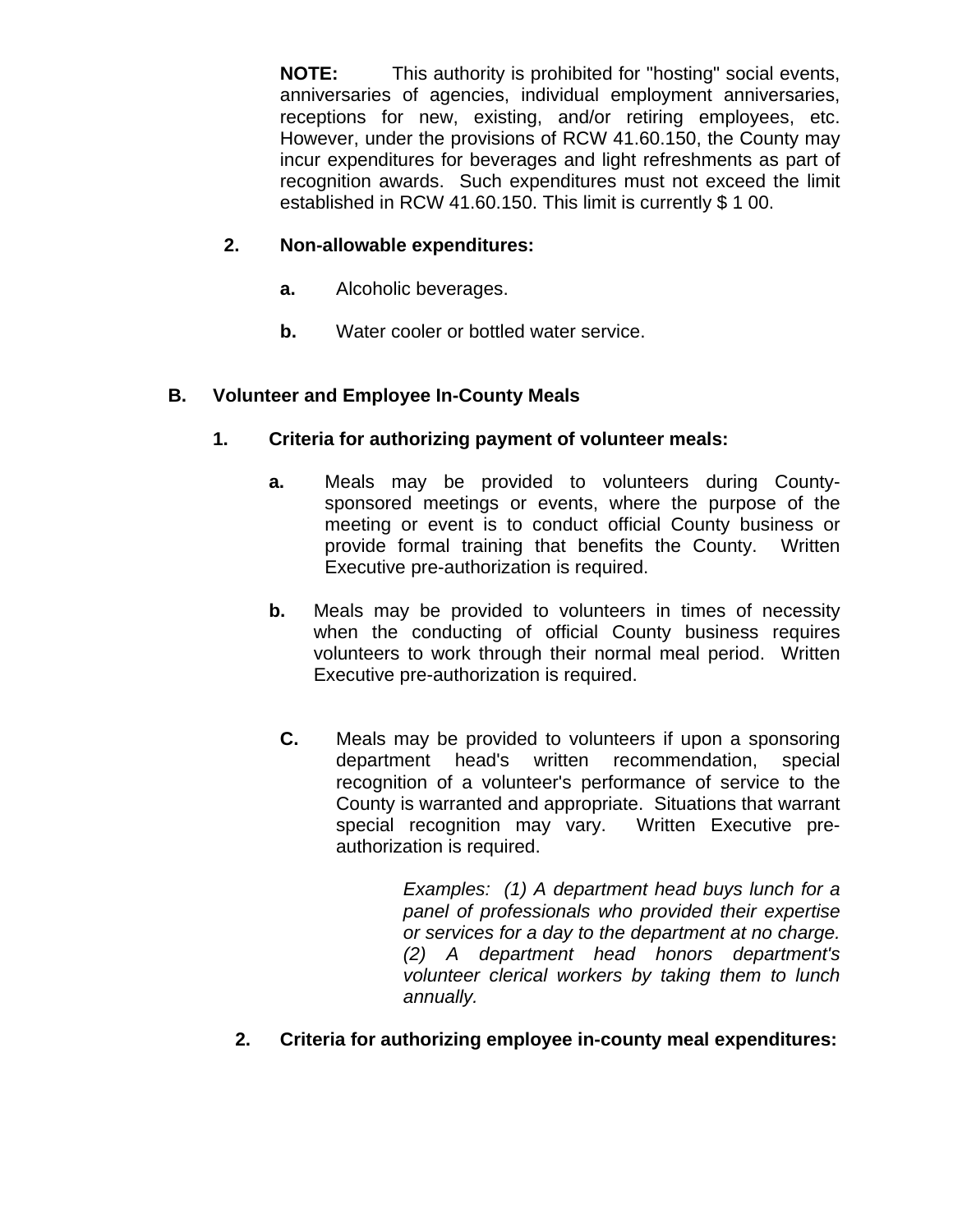**NOTE:** This authority is prohibited for "hosting" social events, anniversaries of agencies, individual employment anniversaries, receptions for new, existing, and/or retiring employees, etc. However, under the provisions of RCW 41.60.150, the County may incur expenditures for beverages and light refreshments as part of recognition awards. Such expenditures must not exceed the limit established in RCW 41.60.150. This limit is currently $ 1 00.

**2. Non-allowable expenditures:**

**a.** Alcoholic beverages.

**b.** Water cooler or bottled water service.

**B. Volunteer and Employee In-County Meals**

**1. Criteria for authorizing payment of volunteer meals:**

**a.** Meals may be provided to volunteers during County-sponsored meetings or events, where the purpose of the meeting or event is to conduct official County business or provide formal training that benefits the County. Written Executive pre-authorization is required.

**b.** Meals may be provided to volunteers in times of necessity when the conducting of official County business requires volunteers to work through their normal meal period. Written Executive pre-authorization is required.

**C.** Meals may be provided to volunteers if upon a sponsoring department head's written recommendation, special recognition of a volunteer's performance of service to the County is warranted and appropriate. Situations that warrant special recognition may vary. Written Executive pre-authorization is required.

*Examples: (1) A department head buys lunch for a panel of professionals who provided their expertise or services for a day to the department at no charge. (2) A department head honors department's volunteer clerical workers by taking them to lunch annually.*

**2. Criteria for authorizing employee in-county meal expenditures:**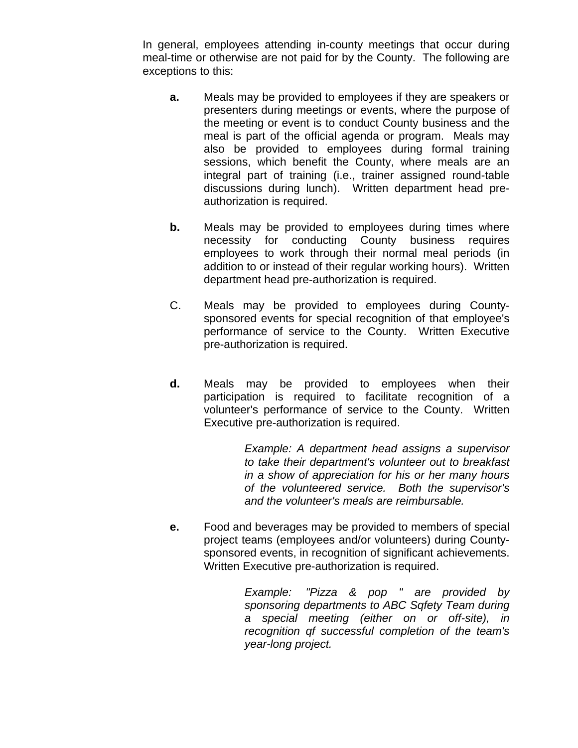In general, employees attending in-county meetings that occur during meal-time or otherwise are not paid for by the County. The following are exceptions to this:

**a.** Meals may be provided to employees if they are speakers or presenters during meetings or events, where the purpose of the meeting or event is to conduct County business and the meal is part of the official agenda or program. Meals may also be provided to employees during formal training sessions, which benefit the County, where meals are an integral part of training (i.e., trainer assigned round-table discussions during lunch). Written department head pre-authorization is required.

**b.** Meals may be provided to employees during times where necessity for conducting County business requires employees to work through their normal meal periods (in addition to or instead of their regular working hours). Written department head pre-authorization is required.

C. Meals may be provided to employees during County-sponsored events for special recognition of that employee's performance of service to the County. Written Executive pre-authorization is required.

**d.** Meals may be provided to employees when their participation is required to facilitate recognition of a volunteer's performance of service to the County. Written Executive pre-authorization is required.

*Example: A department head assigns a supervisor to take their department's volunteer out to breakfast in a show of appreciation for his or her many hours of the volunteered service. Both the supervisor's and the volunteer's meals are reimbursable.*

**e.** Food and beverages may be provided to members of special project teams (employees and/or volunteers) during County-sponsored events, in recognition of significant achievements. Written Executive pre-authorization is required.

*Example: "Pizza & pop " are provided by sponsoring departments to ABC Sqfety Team during a special meeting (either on or off-site), in recognition qf successful completion of the team's year-long project.*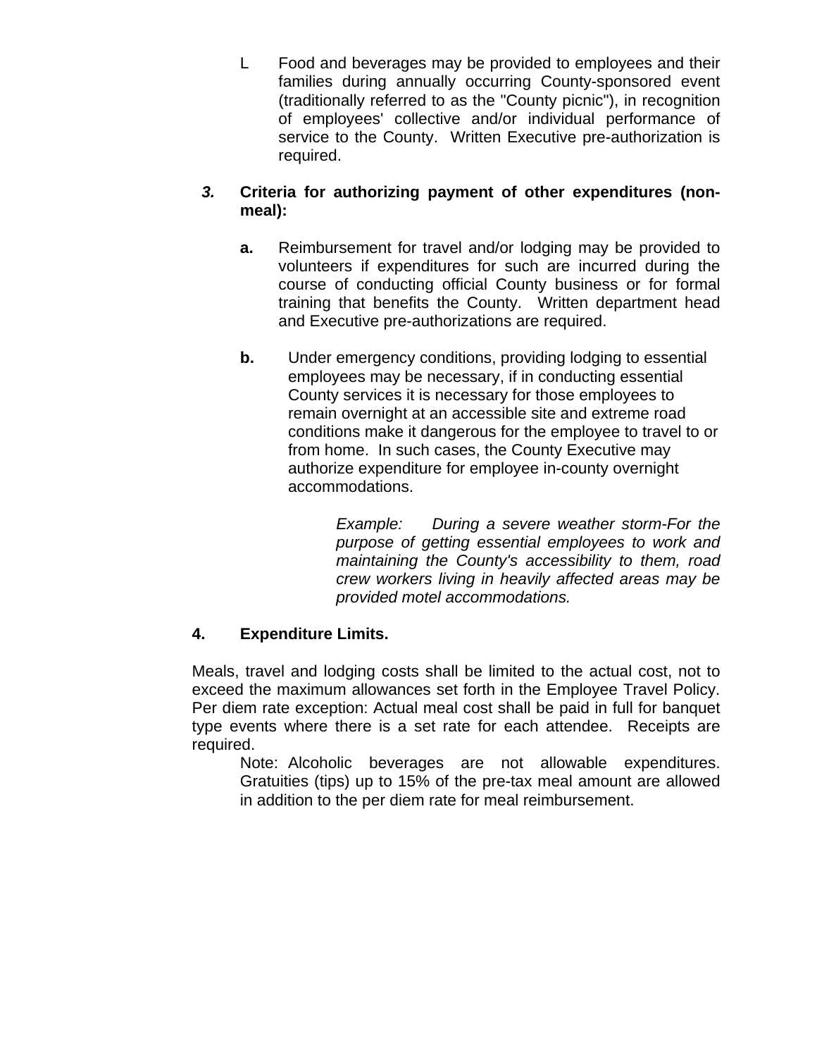L. Food and beverages may be provided to employees and their families during annually occurring County-sponsored event (traditionally referred to as the "County picnic"), in recognition of employees' collective and/or individual performance of service to the County. Written Executive pre-authorization is required.

***3.*** **Criteria for authorizing payment of other expenditures (non-meal):**

**a.** Reimbursement for travel and/or lodging may be provided to volunteers if expenditures for such are incurred during the course of conducting official County business or for formal training that benefits the County. Written department head and Executive pre-authorizations are required.

**b.** Under emergency conditions, providing lodging to essential employees may be necessary, if in conducting essential County services it is necessary for those employees to remain overnight at an accessible site and extreme road conditions make it dangerous for the employee to travel to or from home. In such cases, the County Executive may authorize expenditure for employee in-county overnight accommodations.

*Example: During a severe weather storm-For the purpose of getting essential employees to work and maintaining the County's accessibility to them, road crew workers living in heavily affected areas may be provided motel accommodations.*

**4. Expenditure Limits.**

Meals, travel and lodging costs shall be limited to the actual cost, not to exceed the maximum allowances set forth in the Employee Travel Policy. Per diem rate exception: Actual meal cost shall be paid in full for banquet type events where there is a set rate for each attendee. Receipts are required.

Note: Alcoholic beverages are not allowable expenditures. Gratuities (tips) up to 15% of the pre-tax meal amount are allowed in addition to the per diem rate for meal reimbursement.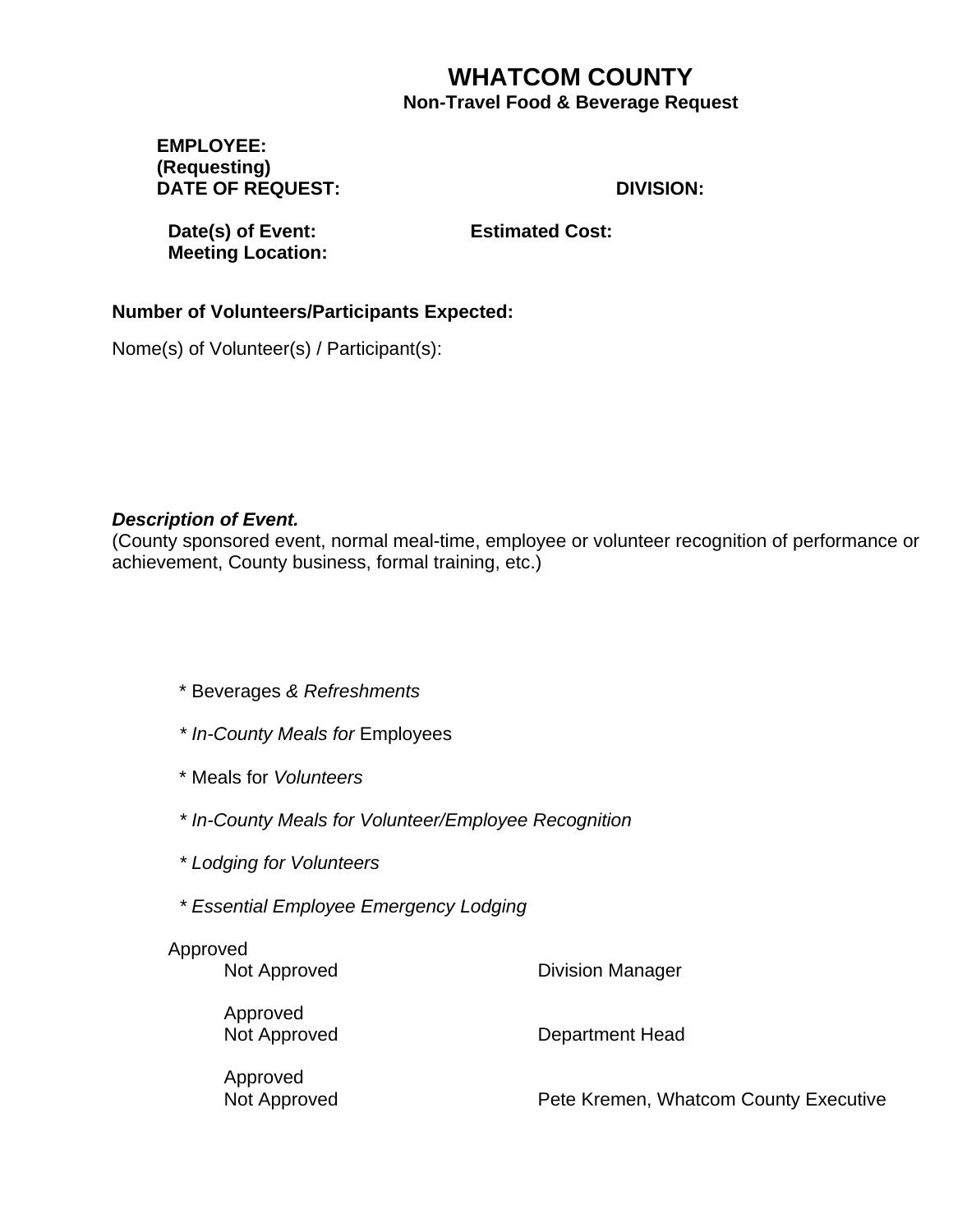# WHATCOM COUNTY

### Non-Travel Food & Beverage Request

**EMPLOYEE:**
**(Requesting)**
**DATE OF REQUEST:** **DIVISION:**

**Date(s) of Event:** **Estimated Cost:**
**Meeting Location:**

**Number of Volunteers/Participants Expected:**

Nome(s) of Volunteer(s) / Participant(s):

***Description of Event.***
(County sponsored event, normal meal-time, employee or volunteer recognition of performance or achievement, County business, formal training, etc.)

\* Beverages *& Refreshments*

*\* In-County Meals for* Employees

\* Meals for *Volunteers*

*\* In-County Meals for Volunteer/Employee Recognition*

*\* Lodging for Volunteers*

*\* Essential Employee Emergency Lodging*

Approved
Not Approved — Division Manager

Approved
Not Approved — Department Head

Approved
Not Approved — Pete Kremen, Whatcom County Executive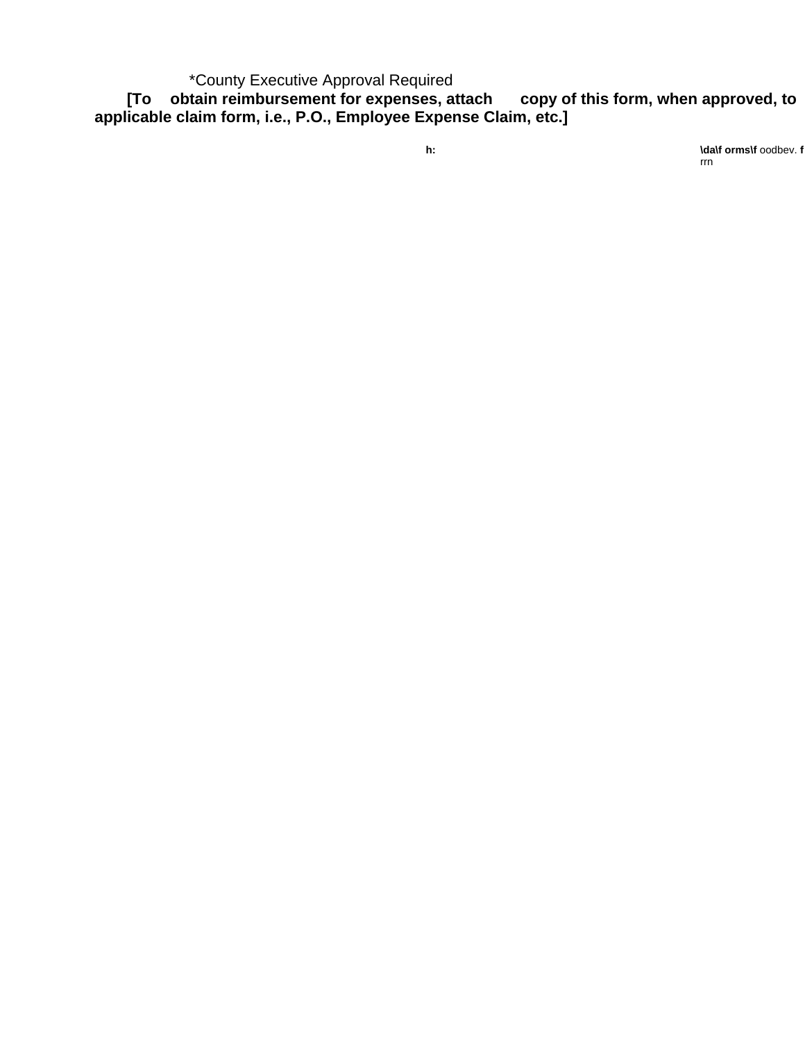*County Executive Approval Required

**[To obtain reimbursement for expenses, attach copy of this form, when approved, to applicable claim form, i.e., P.O., Employee Expense Claim, etc.]**

**h:** **\da\f orms\f** oodbev. **f** rrn